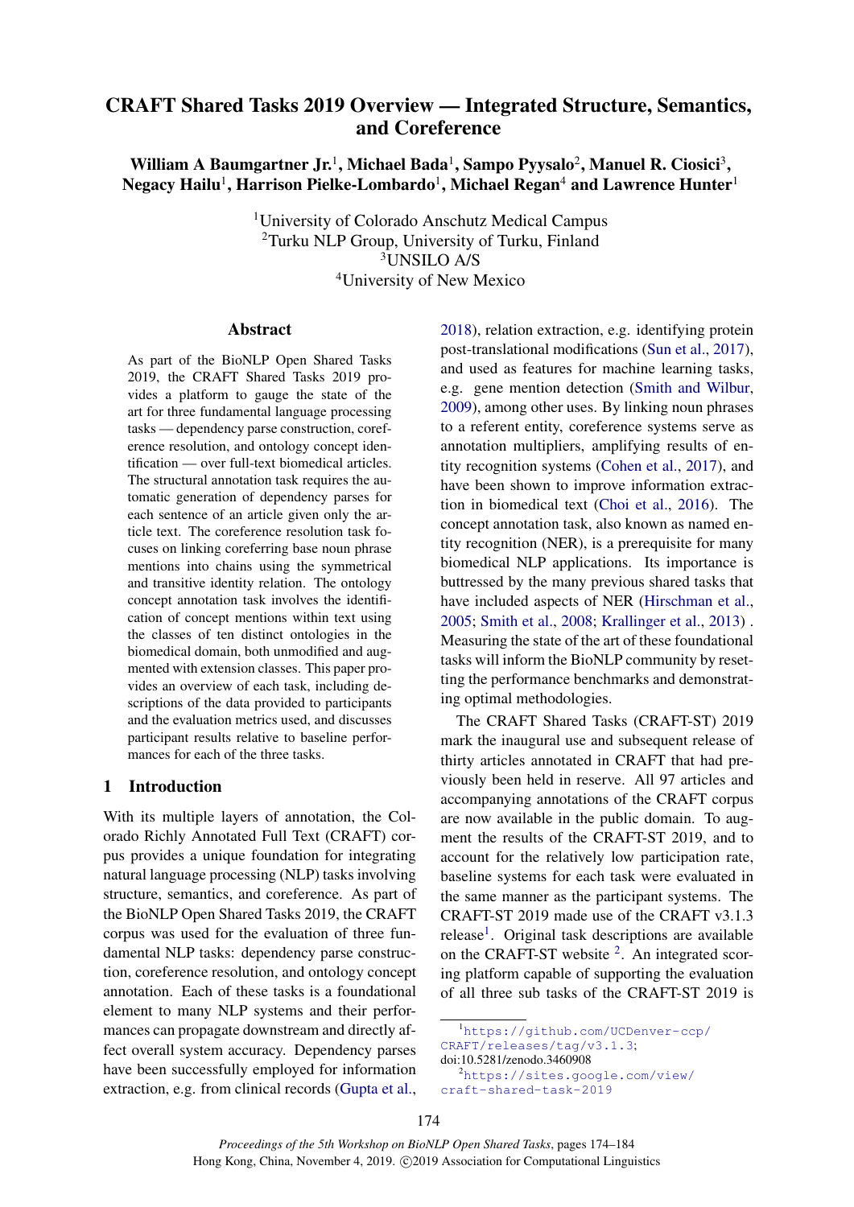# CRAFT Shared Tasks 2019 Overview — Integrated Structure, Semantics, and Coreference

**William A Baumgartner Jr.[1], Michael Bada[1], Sampo Pyysalo[2], Manuel R. Ciosici[3], Negacy Hailu[1], Harrison Pielke-Lombardo[1], Michael Regan[4] and Lawrence Hunter[1]**

[1]University of Colorado Anschutz Medical Campus
[2]Turku NLP Group, University of Turku, Finland
[3]UNSILO A/S
[4]University of New Mexico

## Abstract

As part of the BioNLP Open Shared Tasks 2019, the CRAFT Shared Tasks 2019 provides a platform to gauge the state of the art for three fundamental language processing tasks — dependency parse construction, coreference resolution, and ontology concept identification — over full-text biomedical articles. The structural annotation task requires the automatic generation of dependency parses for each sentence of an article given only the article text. The coreference resolution task focuses on linking coreferring base noun phrase mentions into chains using the symmetrical and transitive identity relation. The ontology concept annotation task involves the identification of concept mentions within text using the classes of ten distinct ontologies in the biomedical domain, both unmodified and augmented with extension classes. This paper provides an overview of each task, including descriptions of the data provided to participants and the evaluation metrics used, and discusses participant results relative to baseline performances for each of the three tasks.

## 1 Introduction

With its multiple layers of annotation, the Colorado Richly Annotated Full Text (CRAFT) corpus provides a unique foundation for integrating natural language processing (NLP) tasks involving structure, semantics, and coreference. As part of the BioNLP Open Shared Tasks 2019, the CRAFT corpus was used for the evaluation of three fundamental NLP tasks: dependency parse construction, coreference resolution, and ontology concept annotation. Each of these tasks is a foundational element to many NLP systems and their performances can propagate downstream and directly affect overall system accuracy. Dependency parses have been successfully employed for information extraction, e.g. from clinical records (Gupta et al., 2018), relation extraction, e.g. identifying protein post-translational modifications (Sun et al., 2017), and used as features for machine learning tasks, e.g. gene mention detection (Smith and Wilbur, 2009), among other uses. By linking noun phrases to a referent entity, coreference systems serve as annotation multipliers, amplifying results of entity recognition systems (Cohen et al., 2017), and have been shown to improve information extraction in biomedical text (Choi et al., 2016). The concept annotation task, also known as named entity recognition (NER), is a prerequisite for many biomedical NLP applications. Its importance is buttressed by the many previous shared tasks that have included aspects of NER (Hirschman et al., 2005; Smith et al., 2008; Krallinger et al., 2013) . Measuring the state of the art of these foundational tasks will inform the BioNLP community by resetting the performance benchmarks and demonstrating optimal methodologies.

The CRAFT Shared Tasks (CRAFT-ST) 2019 mark the inaugural use and subsequent release of thirty articles annotated in CRAFT that had previously been held in reserve. All 97 articles and accompanying annotations of the CRAFT corpus are now available in the public domain. To augment the results of the CRAFT-ST 2019, and to account for the relatively low participation rate, baseline systems for each task were evaluated in the same manner as the participant systems. The CRAFT-ST 2019 made use of the CRAFT v3.1.3 release[1]. Original task descriptions are available on the CRAFT-ST website [2]. An integrated scoring platform capable of supporting the evaluation of all three sub tasks of the CRAFT-ST 2019 is

[1]https://github.com/UCDenver-ccp/CRAFT/releases/tag/v3.1.3; doi:10.5281/zenodo.3460908

[2]https://sites.google.com/view/craft-shared-task-2019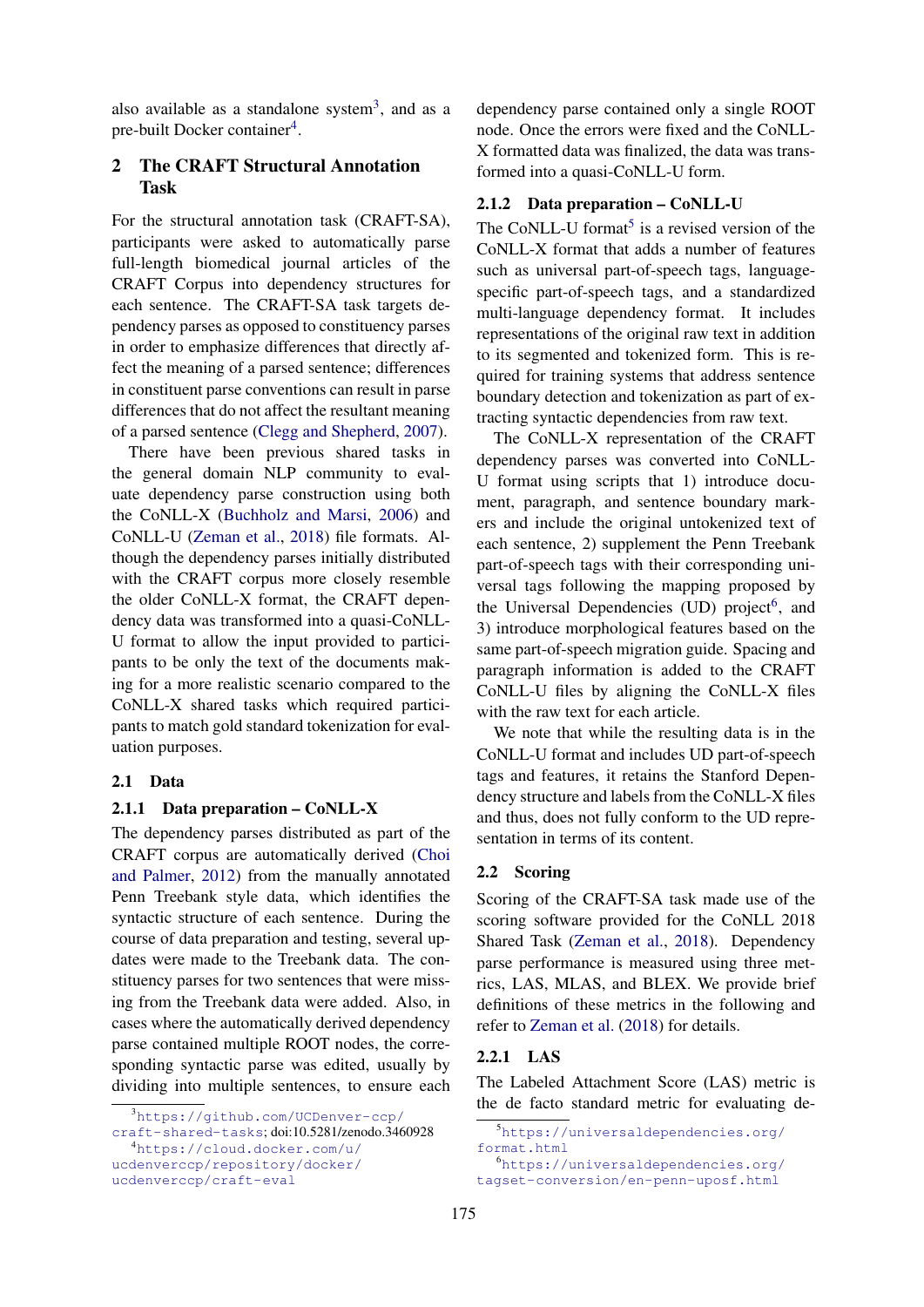also available as a standalone system[3], and as a pre-built Docker container[4].

## 2 The CRAFT Structural Annotation Task

For the structural annotation task (CRAFT-SA), participants were asked to automatically parse full-length biomedical journal articles of the CRAFT Corpus into dependency structures for each sentence. The CRAFT-SA task targets dependency parses as opposed to constituency parses in order to emphasize differences that directly affect the meaning of a parsed sentence; differences in constituent parse conventions can result in parse differences that do not affect the resultant meaning of a parsed sentence (Clegg and Shepherd, 2007).

There have been previous shared tasks in the general domain NLP community to evaluate dependency parse construction using both the CoNLL-X (Buchholz and Marsi, 2006) and CoNLL-U (Zeman et al., 2018) file formats. Although the dependency parses initially distributed with the CRAFT corpus more closely resemble the older CoNLL-X format, the CRAFT dependency data was transformed into a quasi-CoNLL-U format to allow the input provided to participants to be only the text of the documents making for a more realistic scenario compared to the CoNLL-X shared tasks which required participants to match gold standard tokenization for evaluation purposes.

### 2.1 Data

#### 2.1.1 Data preparation – CoNLL-X

The dependency parses distributed as part of the CRAFT corpus are automatically derived (Choi and Palmer, 2012) from the manually annotated Penn Treebank style data, which identifies the syntactic structure of each sentence. During the course of data preparation and testing, several updates were made to the Treebank data. The constituency parses for two sentences that were missing from the Treebank data were added. Also, in cases where the automatically derived dependency parse contained multiple ROOT nodes, the corresponding syntactic parse was edited, usually by dividing into multiple sentences, to ensure each dependency parse contained only a single ROOT node. Once the errors were fixed and the CoNLL-X formatted data was finalized, the data was transformed into a quasi-CoNLL-U form.

#### 2.1.2 Data preparation – CoNLL-U

The CoNLL-U format[5] is a revised version of the CoNLL-X format that adds a number of features such as universal part-of-speech tags, language-specific part-of-speech tags, and a standardized multi-language dependency format. It includes representations of the original raw text in addition to its segmented and tokenized form. This is required for training systems that address sentence boundary detection and tokenization as part of extracting syntactic dependencies from raw text.

The CoNLL-X representation of the CRAFT dependency parses was converted into CoNLL-U format using scripts that 1) introduce document, paragraph, and sentence boundary markers and include the original untokenized text of each sentence, 2) supplement the Penn Treebank part-of-speech tags with their corresponding universal tags following the mapping proposed by the Universal Dependencies (UD) project[6], and 3) introduce morphological features based on the same part-of-speech migration guide. Spacing and paragraph information is added to the CRAFT CoNLL-U files by aligning the CoNLL-X files with the raw text for each article.

We note that while the resulting data is in the CoNLL-U format and includes UD part-of-speech tags and features, it retains the Stanford Dependency structure and labels from the CoNLL-X files and thus, does not fully conform to the UD representation in terms of its content.

### 2.2 Scoring

Scoring of the CRAFT-SA task made use of the scoring software provided for the CoNLL 2018 Shared Task (Zeman et al., 2018). Dependency parse performance is measured using three metrics, LAS, MLAS, and BLEX. We provide brief definitions of these metrics in the following and refer to Zeman et al. (2018) for details.

#### 2.2.1 LAS

The Labeled Attachment Score (LAS) metric is the de facto standard metric for evaluating de-

---

[3] https://github.com/UCDenver-ccp/craft-shared-tasks; doi:10.5281/zenodo.3460928

[4] https://cloud.docker.com/u/ucdenverccp/repository/docker/ucdenverccp/craft-eval

[5] https://universaldependencies.org/format.html

[6] https://universaldependencies.org/tagset-conversion/en-penn-uposf.html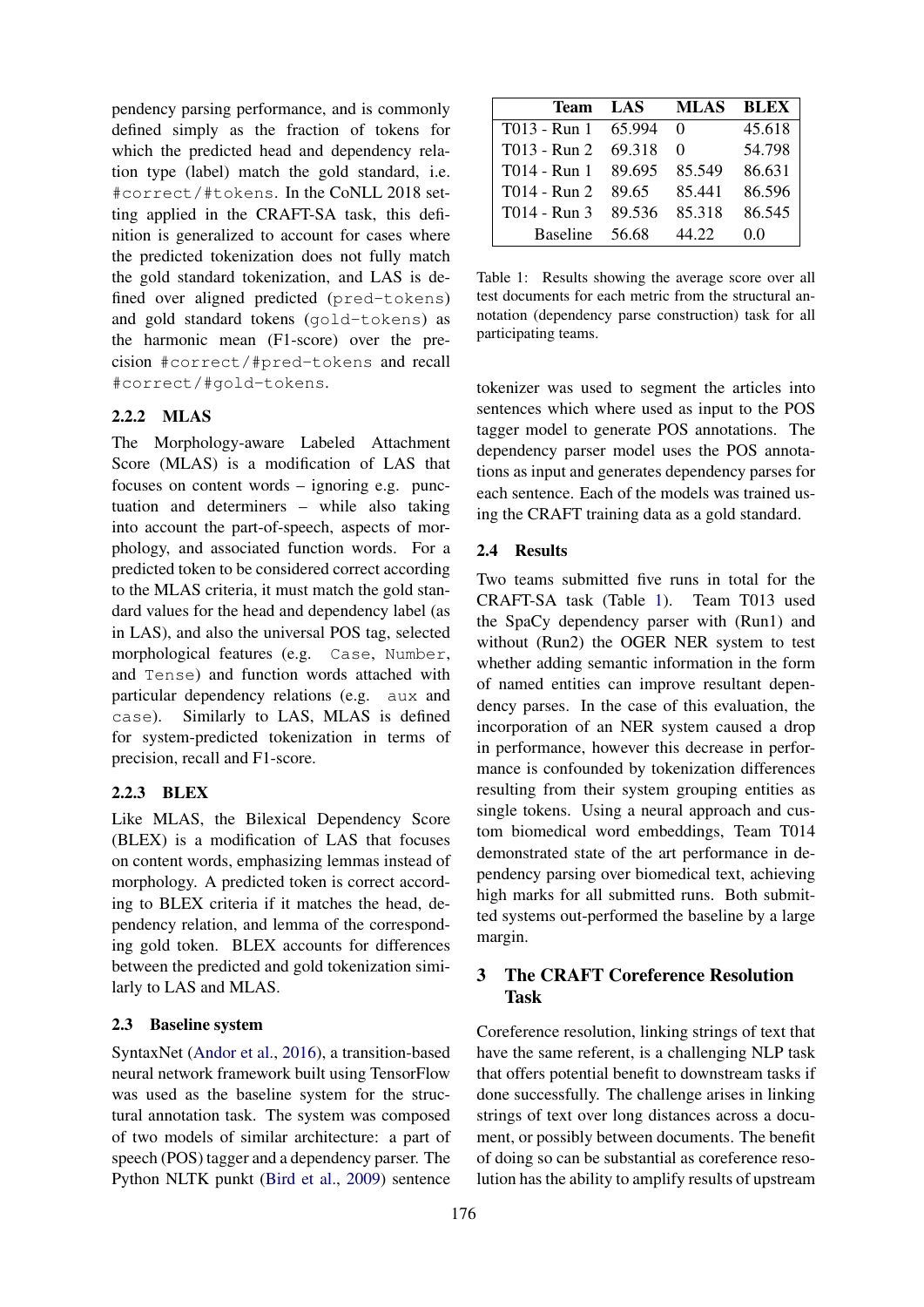pendency parsing performance, and is commonly defined simply as the fraction of tokens for which the predicted head and dependency relation type (label) match the gold standard, i.e. `#correct/#tokens`. In the CoNLL 2018 setting applied in the CRAFT-SA task, this definition is generalized to account for cases where the predicted tokenization does not fully match the gold standard tokenization, and LAS is defined over aligned predicted (`pred-tokens`) and gold standard tokens (`gold-tokens`) as the harmonic mean (F1-score) over the precision `#correct/#pred-tokens` and recall `#correct/#gold-tokens`.

#### 2.2.2 MLAS

The Morphology-aware Labeled Attachment Score (MLAS) is a modification of LAS that focuses on content words – ignoring e.g. punctuation and determiners – while also taking into account the part-of-speech, aspects of morphology, and associated function words. For a predicted token to be considered correct according to the MLAS criteria, it must match the gold standard values for the head and dependency label (as in LAS), and also the universal POS tag, selected morphological features (e.g. `Case`, `Number`, and `Tense`) and function words attached with particular dependency relations (e.g. `aux` and `case`). Similarly to LAS, MLAS is defined for system-predicted tokenization in terms of precision, recall and F1-score.

#### 2.2.3 BLEX

Like MLAS, the Bilexical Dependency Score (BLEX) is a modification of LAS that focuses on content words, emphasizing lemmas instead of morphology. A predicted token is correct according to BLEX criteria if it matches the head, dependency relation, and lemma of the corresponding gold token. BLEX accounts for differences between the predicted and gold tokenization similarly to LAS and MLAS.

### 2.3 Baseline system

SyntaxNet (Andor et al., 2016), a transition-based neural network framework built using TensorFlow was used as the baseline system for the structural annotation task. The system was composed of two models of similar architecture: a part of speech (POS) tagger and a dependency parser. The Python NLTK punkt (Bird et al., 2009) sentence tokenizer was used to segment the articles into sentences which where used as input to the POS tagger model to generate POS annotations. The dependency parser model uses the POS annotations as input and generates dependency parses for each sentence. Each of the models was trained using the CRAFT training data as a gold standard.

| Team | LAS | MLAS | BLEX |
|---|---|---|---|
| T013 - Run 1 | 65.994 | 0 | 45.618 |
| T013 - Run 2 | 69.318 | 0 | 54.798 |
| T014 - Run 1 | 89.695 | 85.549 | 86.631 |
| T014 - Run 2 | 89.65 | 85.441 | 86.596 |
| T014 - Run 3 | 89.536 | 85.318 | 86.545 |
| Baseline | 56.68 | 44.22 | 0.0 |

Table 1: Results showing the average score over all test documents for each metric from the structural annotation (dependency parse construction) task for all participating teams.

### 2.4 Results

Two teams submitted five runs in total for the CRAFT-SA task (Table 1). Team T013 used the SpaCy dependency parser with (Run1) and without (Run2) the OGER NER system to test whether adding semantic information in the form of named entities can improve resultant dependency parses. In the case of this evaluation, the incorporation of an NER system caused a drop in performance, however this decrease in performance is confounded by tokenization differences resulting from their system grouping entities as single tokens. Using a neural approach and custom biomedical word embeddings, Team T014 demonstrated state of the art performance in dependency parsing over biomedical text, achieving high marks for all submitted runs. Both submitted systems out-performed the baseline by a large margin.

## 3 The CRAFT Coreference Resolution Task

Coreference resolution, linking strings of text that have the same referent, is a challenging NLP task that offers potential benefit to downstream tasks if done successfully. The challenge arises in linking strings of text over long distances across a document, or possibly between documents. The benefit of doing so can be substantial as coreference resolution has the ability to amplify results of upstream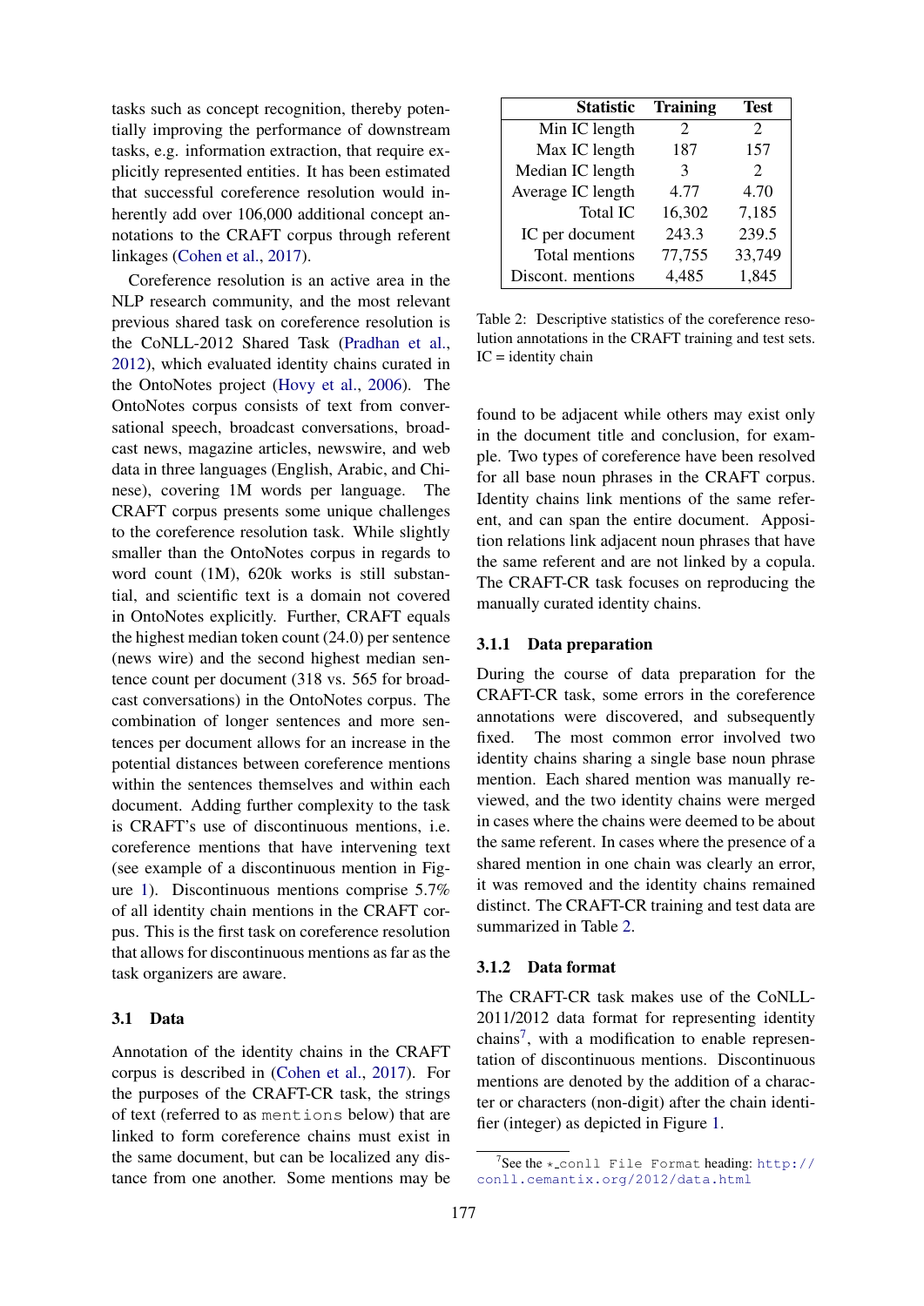tasks such as concept recognition, thereby potentially improving the performance of downstream tasks, e.g. information extraction, that require explicitly represented entities. It has been estimated that successful coreference resolution would inherently add over 106,000 additional concept annotations to the CRAFT corpus through referent linkages (Cohen et al., 2017).

Coreference resolution is an active area in the NLP research community, and the most relevant previous shared task on coreference resolution is the CoNLL-2012 Shared Task (Pradhan et al., 2012), which evaluated identity chains curated in the OntoNotes project (Hovy et al., 2006). The OntoNotes corpus consists of text from conversational speech, broadcast conversations, broadcast news, magazine articles, newswire, and web data in three languages (English, Arabic, and Chinese), covering 1M words per language. The CRAFT corpus presents some unique challenges to the coreference resolution task. While slightly smaller than the OntoNotes corpus in regards to word count (1M), 620k works is still substantial, and scientific text is a domain not covered in OntoNotes explicitly. Further, CRAFT equals the highest median token count (24.0) per sentence (news wire) and the second highest median sentence count per document (318 vs. 565 for broadcast conversations) in the OntoNotes corpus. The combination of longer sentences and more sentences per document allows for an increase in the potential distances between coreference mentions within the sentences themselves and within each document. Adding further complexity to the task is CRAFT's use of discontinuous mentions, i.e. coreference mentions that have intervening text (see example of a discontinuous mention in Figure 1). Discontinuous mentions comprise 5.7% of all identity chain mentions in the CRAFT corpus. This is the first task on coreference resolution that allows for discontinuous mentions as far as the task organizers are aware.

### 3.1 Data

Annotation of the identity chains in the CRAFT corpus is described in (Cohen et al., 2017). For the purposes of the CRAFT-CR task, the strings of text (referred to as `mentions` below) that are linked to form coreference chains must exist in the same document, but can be localized any distance from one another. Some mentions may be found to be adjacent while others may exist only in the document title and conclusion, for example. Two types of coreference have been resolved for all base noun phrases in the CRAFT corpus. Identity chains link mentions of the same referent, and can span the entire document. Apposition relations link adjacent noun phrases that have the same referent and are not linked by a copula. The CRAFT-CR task focuses on reproducing the manually curated identity chains.

| Statistic | Training | Test |
|---|---|---|
| Min IC length | 2 | 2 |
| Max IC length | 187 | 157 |
| Median IC length | 3 | 2 |
| Average IC length | 4.77 | 4.70 |
| Total IC | 16,302 | 7,185 |
| IC per document | 243.3 | 239.5 |
| Total mentions | 77,755 | 33,749 |
| Discont. mentions | 4,485 | 1,845 |

Table 2: Descriptive statistics of the coreference resolution annotations in the CRAFT training and test sets. IC = identity chain

#### 3.1.1 Data preparation

During the course of data preparation for the CRAFT-CR task, some errors in the coreference annotations were discovered, and subsequently fixed. The most common error involved two identity chains sharing a single base noun phrase mention. Each shared mention was manually reviewed, and the two identity chains were merged in cases where the chains were deemed to be about the same referent. In cases where the presence of a shared mention in one chain was clearly an error, it was removed and the identity chains remained distinct. The CRAFT-CR training and test data are summarized in Table 2.

#### 3.1.2 Data format

The CRAFT-CR task makes use of the CoNLL-2011/2012 data format for representing identity chains[7], with a modification to enable representation of discontinuous mentions. Discontinuous mentions are denoted by the addition of a character or characters (non-digit) after the chain identifier (integer) as depicted in Figure 1.

[7] See the `*_conll File Format` heading: http://conll.cemantix.org/2012/data.html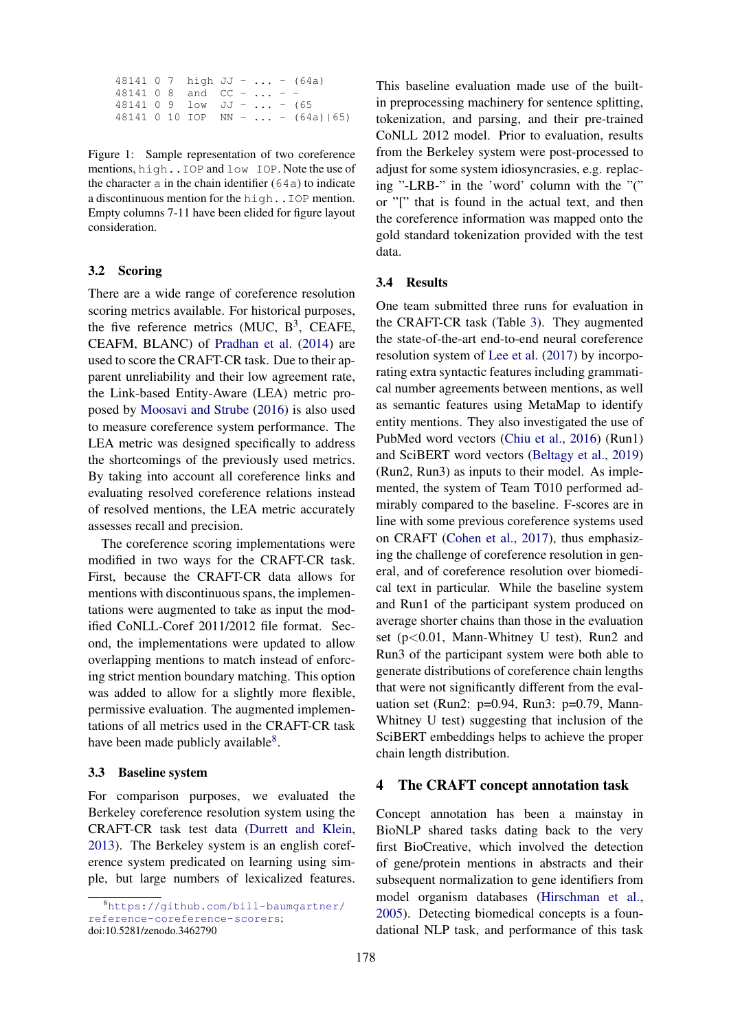```
48141 0 7  high JJ - ... - (64a)
48141 0 8  and  CC - ... - -
48141 0 9  low  JJ - ... - (65
48141 0 10 IOP  NN - ... - (64a)|65)
```

Figure 1: Sample representation of two coreference mentions, `high..IOP` and `low IOP`. Note the use of the character `a` in the chain identifier (`64a`) to indicate a discontinuous mention for the `high..IOP` mention. Empty columns 7-11 have been elided for figure layout consideration.

### 3.2 Scoring

There are a wide range of coreference resolution scoring metrics available. For historical purposes, the five reference metrics (MUC, B$^3$, CEAFE, CEAFM, BLANC) of Pradhan et al. (2014) are used to score the CRAFT-CR task. Due to their apparent unreliability and their low agreement rate, the Link-based Entity-Aware (LEA) metric proposed by Moosavi and Strube (2016) is also used to measure coreference system performance. The LEA metric was designed specifically to address the shortcomings of the previously used metrics. By taking into account all coreference links and evaluating resolved coreference relations instead of resolved mentions, the LEA metric accurately assesses recall and precision.

The coreference scoring implementations were modified in two ways for the CRAFT-CR task. First, because the CRAFT-CR data allows for mentions with discontinuous spans, the implementations were augmented to take as input the modified CoNLL-Coref 2011/2012 file format. Second, the implementations were updated to allow overlapping mentions to match instead of enforcing strict mention boundary matching. This option was added to allow for a slightly more flexible, permissive evaluation. The augmented implementations of all metrics used in the CRAFT-CR task have been made publicly available[8].

### 3.3 Baseline system

For comparison purposes, we evaluated the Berkeley coreference resolution system using the CRAFT-CR task test data (Durrett and Klein, 2013). The Berkeley system is an english coreference system predicated on learning using simple, but large numbers of lexicalized features. This baseline evaluation made use of the built-in preprocessing machinery for sentence splitting, tokenization, and parsing, and their pre-trained CoNLL 2012 model. Prior to evaluation, results from the Berkeley system were post-processed to adjust for some system idiosyncrasies, e.g. replacing "-LRB-" in the 'word' column with the "(" or "[" that is found in the actual text, and then the coreference information was mapped onto the gold standard tokenization provided with the test data.

### 3.4 Results

One team submitted three runs for evaluation in the CRAFT-CR task (Table 3). They augmented the state-of-the-art end-to-end neural coreference resolution system of Lee et al. (2017) by incorporating extra syntactic features including grammatical number agreements between mentions, as well as semantic features using MetaMap to identify entity mentions. They also investigated the use of PubMed word vectors (Chiu et al., 2016) (Run1) and SciBERT word vectors (Beltagy et al., 2019) (Run2, Run3) as inputs to their model. As implemented, the system of Team T010 performed admirably compared to the baseline. F-scores are in line with some previous coreference systems used on CRAFT (Cohen et al., 2017), thus emphasizing the challenge of coreference resolution in general, and of coreference resolution over biomedical text in particular. While the baseline system and Run1 of the participant system produced on average shorter chains than those in the evaluation set ($p<0.01$, Mann-Whitney U test), Run2 and Run3 of the participant system were both able to generate distributions of coreference chain lengths that were not significantly different from the evaluation set (Run2: $p=0.94$, Run3: $p=0.79$, Mann-Whitney U test) suggesting that inclusion of the SciBERT embeddings helps to achieve the proper chain length distribution.

## 4 The CRAFT concept annotation task

Concept annotation has been a mainstay in BioNLP shared tasks dating back to the very first BioCreative, which involved the detection of gene/protein mentions in abstracts and their subsequent normalization to gene identifiers from model organism databases (Hirschman et al., 2005). Detecting biomedical concepts is a foundational NLP task, and performance of this task

[8] https://github.com/bill-baumgartner/reference-coreference-scorers; doi:10.5281/zenodo.3462790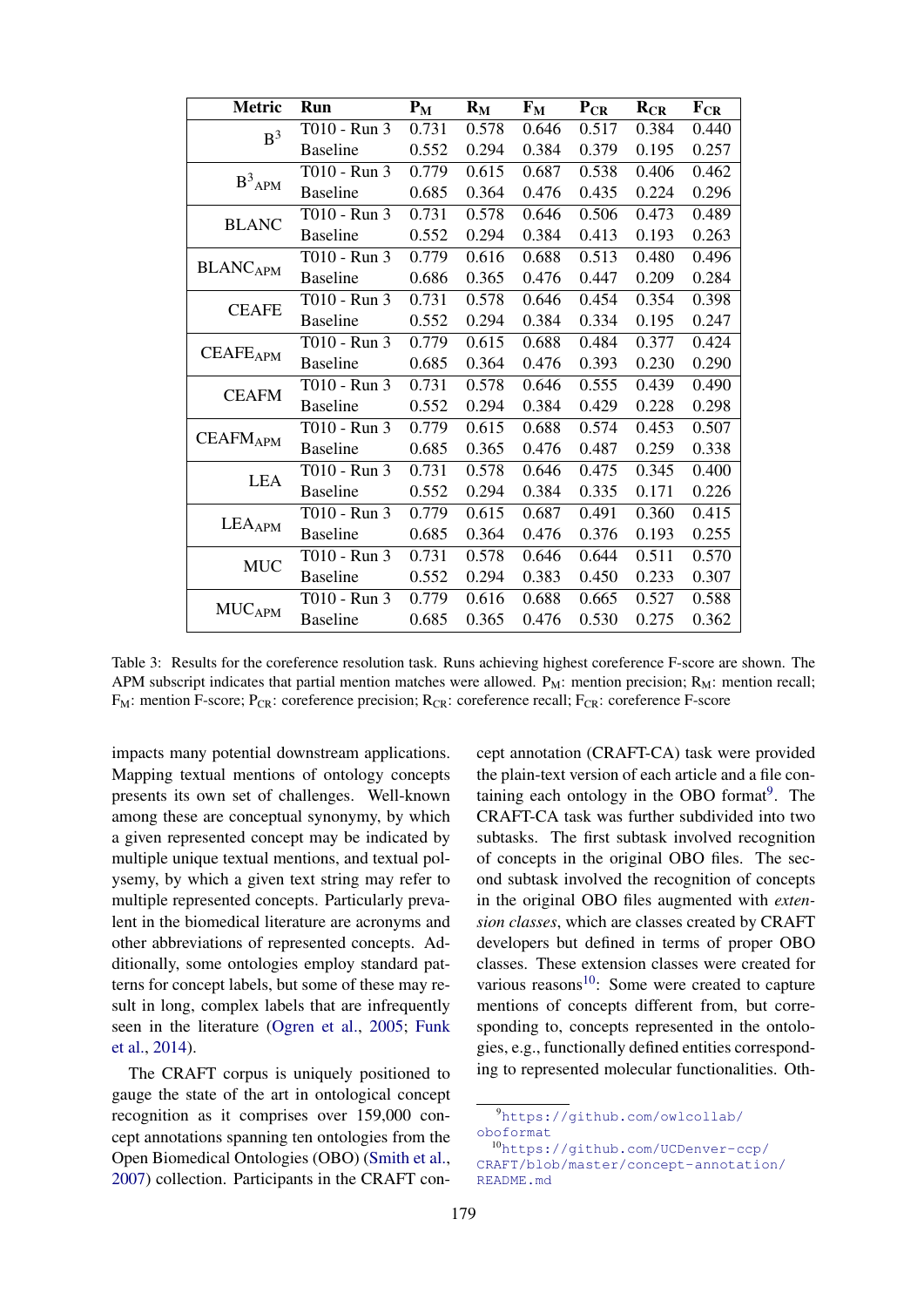| Metric | Run | $P_M$ | $R_M$ | $F_M$ | $P_{CR}$ | $R_{CR}$ | $F_{CR}$ |
|---|---|---|---|---|---|---|---|
| $B^3$ | T010 - Run 3 | 0.731 | 0.578 | 0.646 | 0.517 | 0.384 | 0.440 |
| | Baseline | 0.552 | 0.294 | 0.384 | 0.379 | 0.195 | 0.257 |
| $B^3_{APM}$ | T010 - Run 3 | 0.779 | 0.615 | 0.687 | 0.538 | 0.406 | 0.462 |
| | Baseline | 0.685 | 0.364 | 0.476 | 0.435 | 0.224 | 0.296 |
| BLANC | T010 - Run 3 | 0.731 | 0.578 | 0.646 | 0.506 | 0.473 | 0.489 |
| | Baseline | 0.552 | 0.294 | 0.384 | 0.413 | 0.193 | 0.263 |
| $BLANC_{APM}$ | T010 - Run 3 | 0.779 | 0.616 | 0.688 | 0.513 | 0.480 | 0.496 |
| | Baseline | 0.686 | 0.365 | 0.476 | 0.447 | 0.209 | 0.284 |
| CEAFE | T010 - Run 3 | 0.731 | 0.578 | 0.646 | 0.454 | 0.354 | 0.398 |
| | Baseline | 0.552 | 0.294 | 0.384 | 0.334 | 0.195 | 0.247 |
| $CEAFE_{APM}$ | T010 - Run 3 | 0.779 | 0.615 | 0.688 | 0.484 | 0.377 | 0.424 |
| | Baseline | 0.685 | 0.364 | 0.476 | 0.393 | 0.230 | 0.290 |
| CEAFM | T010 - Run 3 | 0.731 | 0.578 | 0.646 | 0.555 | 0.439 | 0.490 |
| | Baseline | 0.552 | 0.294 | 0.384 | 0.429 | 0.228 | 0.298 |
| $CEAFM_{APM}$ | T010 - Run 3 | 0.779 | 0.615 | 0.688 | 0.574 | 0.453 | 0.507 |
| | Baseline | 0.685 | 0.365 | 0.476 | 0.487 | 0.259 | 0.338 |
| LEA | T010 - Run 3 | 0.731 | 0.578 | 0.646 | 0.475 | 0.345 | 0.400 |
| | Baseline | 0.552 | 0.294 | 0.384 | 0.335 | 0.171 | 0.226 |
| $LEA_{APM}$ | T010 - Run 3 | 0.779 | 0.615 | 0.687 | 0.491 | 0.360 | 0.415 |
| | Baseline | 0.685 | 0.364 | 0.476 | 0.376 | 0.193 | 0.255 |
| MUC | T010 - Run 3 | 0.731 | 0.578 | 0.646 | 0.644 | 0.511 | 0.570 |
| | Baseline | 0.552 | 0.294 | 0.383 | 0.450 | 0.233 | 0.307 |
| $MUC_{APM}$ | T010 - Run 3 | 0.779 | 0.616 | 0.688 | 0.665 | 0.527 | 0.588 |
| | Baseline | 0.685 | 0.365 | 0.476 | 0.530 | 0.275 | 0.362 |

Table 3: Results for the coreference resolution task. Runs achieving highest coreference F-score are shown. The APM subscript indicates that partial mention matches were allowed. $P_M$: mention precision; $R_M$: mention recall; $F_M$: mention F-score; $P_{CR}$: coreference precision; $R_{CR}$: coreference recall; $F_{CR}$: coreference F-score

impacts many potential downstream applications. Mapping textual mentions of ontology concepts presents its own set of challenges. Well-known among these are conceptual synonymy, by which a given represented concept may be indicated by multiple unique textual mentions, and textual polysemy, by which a given text string may refer to multiple represented concepts. Particularly prevalent in the biomedical literature are acronyms and other abbreviations of represented concepts. Additionally, some ontologies employ standard patterns for concept labels, but some of these may result in long, complex labels that are infrequently seen in the literature (Ogren et al., 2005; Funk et al., 2014).

The CRAFT corpus is uniquely positioned to gauge the state of the art in ontological concept recognition as it comprises over 159,000 concept annotations spanning ten ontologies from the Open Biomedical Ontologies (OBO) (Smith et al., 2007) collection. Participants in the CRAFT concept annotation (CRAFT-CA) task were provided the plain-text version of each article and a file containing each ontology in the OBO format[9]. The CRAFT-CA task was further subdivided into two subtasks. The first subtask involved recognition of concepts in the original OBO files. The second subtask involved the recognition of concepts in the original OBO files augmented with *extension classes*, which are classes created by CRAFT developers but defined in terms of proper OBO classes. These extension classes were created for various reasons[10]: Some were created to capture mentions of concepts different from, but corresponding to, concepts represented in the ontologies, e.g., functionally defined entities corresponding to represented molecular functionalities. Oth-

[9] https://github.com/owlcollab/oboformat

[10] https://github.com/UCDenver-ccp/CRAFT/blob/master/concept-annotation/README.md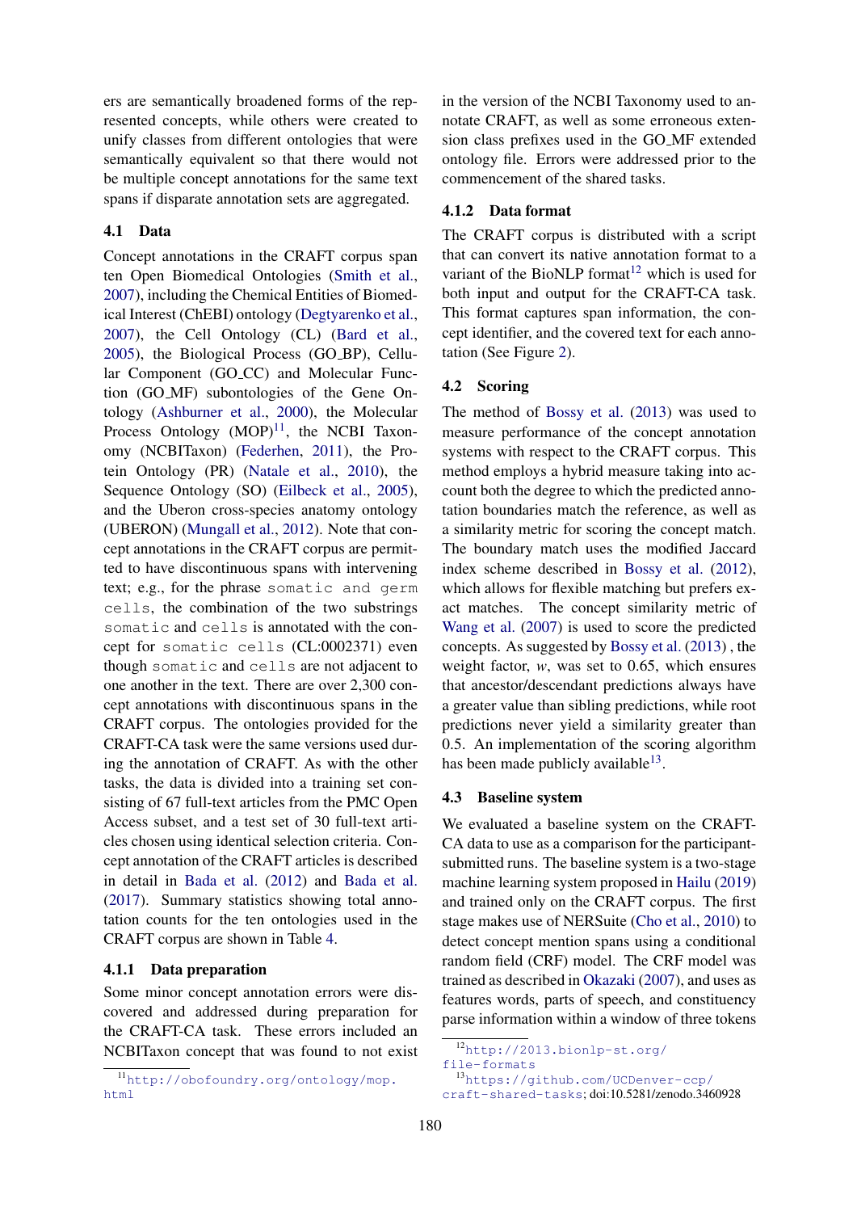ers are semantically broadened forms of the represented concepts, while others were created to unify classes from different ontologies that were semantically equivalent so that there would not be multiple concept annotations for the same text spans if disparate annotation sets are aggregated.

### 4.1 Data

Concept annotations in the CRAFT corpus span ten Open Biomedical Ontologies (Smith et al., 2007), including the Chemical Entities of Biomedical Interest (ChEBI) ontology (Degtyarenko et al., 2007), the Cell Ontology (CL) (Bard et al., 2005), the Biological Process (GO_BP), Cellular Component (GO_CC) and Molecular Function (GO_MF) subontologies of the Gene Ontology (Ashburner et al., 2000), the Molecular Process Ontology (MOP)[11], the NCBI Taxonomy (NCBITaxon) (Federhen, 2011), the Protein Ontology (PR) (Natale et al., 2010), the Sequence Ontology (SO) (Eilbeck et al., 2005), and the Uberon cross-species anatomy ontology (UBERON) (Mungall et al., 2012). Note that concept annotations in the CRAFT corpus are permitted to have discontinuous spans with intervening text; e.g., for the phrase `somatic and germ cells`, the combination of the two substrings `somatic` and `cells` is annotated with the concept for `somatic cells` (CL:0002371) even though `somatic` and `cells` are not adjacent to one another in the text. There are over 2,300 concept annotations with discontinuous spans in the CRAFT corpus. The ontologies provided for the CRAFT-CA task were the same versions used during the annotation of CRAFT. As with the other tasks, the data is divided into a training set consisting of 67 full-text articles from the PMC Open Access subset, and a test set of 30 full-text articles chosen using identical selection criteria. Concept annotation of the CRAFT articles is described in detail in Bada et al. (2012) and Bada et al. (2017). Summary statistics showing total annotation counts for the ten ontologies used in the CRAFT corpus are shown in Table 4.

#### 4.1.1 Data preparation

Some minor concept annotation errors were discovered and addressed during preparation for the CRAFT-CA task. These errors included an NCBITaxon concept that was found to not exist in the version of the NCBI Taxonomy used to annotate CRAFT, as well as some erroneous extension class prefixes used in the GO_MF extended ontology file. Errors were addressed prior to the commencement of the shared tasks.

#### 4.1.2 Data format

The CRAFT corpus is distributed with a script that can convert its native annotation format to a variant of the BioNLP format[12] which is used for both input and output for the CRAFT-CA task. This format captures span information, the concept identifier, and the covered text for each annotation (See Figure 2).

### 4.2 Scoring

The method of Bossy et al. (2013) was used to measure performance of the concept annotation systems with respect to the CRAFT corpus. This method employs a hybrid measure taking into account both the degree to which the predicted annotation boundaries match the reference, as well as a similarity metric for scoring the concept match. The boundary match uses the modified Jaccard index scheme described in Bossy et al. (2012), which allows for flexible matching but prefers exact matches. The concept similarity metric of Wang et al. (2007) is used to score the predicted concepts. As suggested by Bossy et al. (2013) , the weight factor, $w$, was set to 0.65, which ensures that ancestor/descendant predictions always have a greater value than sibling predictions, while root predictions never yield a similarity greater than 0.5. An implementation of the scoring algorithm has been made publicly available[13].

### 4.3 Baseline system

We evaluated a baseline system on the CRAFT-CA data to use as a comparison for the participant-submitted runs. The baseline system is a two-stage machine learning system proposed in Hailu (2019) and trained only on the CRAFT corpus. The first stage makes use of NERSuite (Cho et al., 2010) to detect concept mention spans using a conditional random field (CRF) model. The CRF model was trained as described in Okazaki (2007), and uses as features words, parts of speech, and constituency parse information within a window of three tokens

[11] http://obofoundry.org/ontology/mop.html

[12] http://2013.bionlp-st.org/file-formats

[13] https://github.com/UCDenver-ccp/craft-shared-tasks; doi:10.5281/zenodo.3460928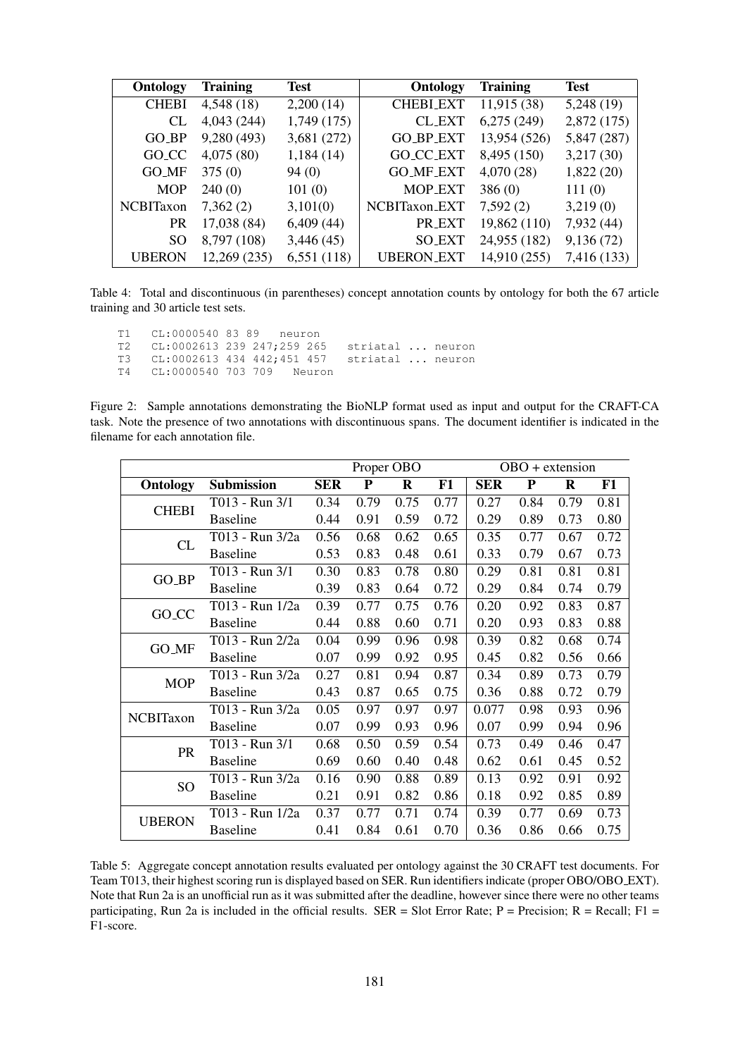| Ontology | Training | Test | Ontology | Training | Test |
|---|---|---|---|---|---|
| CHEBI | 4,548 (18) | 2,200 (14) | CHEBI_EXT | 11,915 (38) | 5,248 (19) |
| CL | 4,043 (244) | 1,749 (175) | CL_EXT | 6,275 (249) | 2,872 (175) |
| GO_BP | 9,280 (493) | 3,681 (272) | GO_BP_EXT | 13,954 (526) | 5,847 (287) |
| GO_CC | 4,075 (80) | 1,184 (14) | GO_CC_EXT | 8,495 (150) | 3,217 (30) |
| GO_MF | 375 (0) | 94 (0) | GO_MF_EXT | 4,070 (28) | 1,822 (20) |
| MOP | 240 (0) | 101 (0) | MOP_EXT | 386 (0) | 111 (0) |
| NCBITaxon | 7,362 (2) | 3,101(0) | NCBITaxon_EXT | 7,592 (2) | 3,219 (0) |
| PR | 17,038 (84) | 6,409 (44) | PR_EXT | 19,862 (110) | 7,932 (44) |
| SO | 8,797 (108) | 3,446 (45) | SO_EXT | 24,955 (182) | 9,136 (72) |
| UBERON | 12,269 (235) | 6,551 (118) | UBERON_EXT | 14,910 (255) | 7,416 (133) |

Table 4: Total and discontinuous (in parentheses) concept annotation counts by ontology for both the 67 article training and 30 article test sets.

```
T1   CL:0000540 83 89   neuron
T2   CL:0002613 239 247;259 265   striatal ... neuron
T3   CL:0002613 434 442;451 457   striatal ... neuron
T4   CL:0000540 703 709   Neuron
```

Figure 2: Sample annotations demonstrating the BioNLP format used as input and output for the CRAFT-CA task. Note the presence of two annotations with discontinuous spans. The document identifier is indicated in the filename for each annotation file.

| | | Proper OBO | | | | OBO + extension | | | |
|---|---|---|---|---|---|---|---|---|---|
| **Ontology** | **Submission** | **SER** | **P** | **R** | **F1** | **SER** | **P** | **R** | **F1** |
| CHEBI | T013 - Run 3/1 | 0.34 | 0.79 | 0.75 | 0.77 | 0.27 | 0.84 | 0.79 | 0.81 |
| | Baseline | 0.44 | 0.91 | 0.59 | 0.72 | 0.29 | 0.89 | 0.73 | 0.80 |
| CL | T013 - Run 3/2a | 0.56 | 0.68 | 0.62 | 0.65 | 0.35 | 0.77 | 0.67 | 0.72 |
| | Baseline | 0.53 | 0.83 | 0.48 | 0.61 | 0.33 | 0.79 | 0.67 | 0.73 |
| GO_BP | T013 - Run 3/1 | 0.30 | 0.83 | 0.78 | 0.80 | 0.29 | 0.81 | 0.81 | 0.81 |
| | Baseline | 0.39 | 0.83 | 0.64 | 0.72 | 0.29 | 0.84 | 0.74 | 0.79 |
| GO_CC | T013 - Run 1/2a | 0.39 | 0.77 | 0.75 | 0.76 | 0.20 | 0.92 | 0.83 | 0.87 |
| | Baseline | 0.44 | 0.88 | 0.60 | 0.71 | 0.20 | 0.93 | 0.83 | 0.88 |
| GO_MF | T013 - Run 2/2a | 0.04 | 0.99 | 0.96 | 0.98 | 0.39 | 0.82 | 0.68 | 0.74 |
| | Baseline | 0.07 | 0.99 | 0.92 | 0.95 | 0.45 | 0.82 | 0.56 | 0.66 |
| MOP | T013 - Run 3/2a | 0.27 | 0.81 | 0.94 | 0.87 | 0.34 | 0.89 | 0.73 | 0.79 |
| | Baseline | 0.43 | 0.87 | 0.65 | 0.75 | 0.36 | 0.88 | 0.72 | 0.79 |
| NCBITaxon | T013 - Run 3/2a | 0.05 | 0.97 | 0.97 | 0.97 | 0.077 | 0.98 | 0.93 | 0.96 |
| | Baseline | 0.07 | 0.99 | 0.93 | 0.96 | 0.07 | 0.99 | 0.94 | 0.96 |
| PR | T013 - Run 3/1 | 0.68 | 0.50 | 0.59 | 0.54 | 0.73 | 0.49 | 0.46 | 0.47 |
| | Baseline | 0.69 | 0.60 | 0.40 | 0.48 | 0.62 | 0.61 | 0.45 | 0.52 |
| SO | T013 - Run 3/2a | 0.16 | 0.90 | 0.88 | 0.89 | 0.13 | 0.92 | 0.91 | 0.92 |
| | Baseline | 0.21 | 0.91 | 0.82 | 0.86 | 0.18 | 0.92 | 0.85 | 0.89 |
| UBERON | T013 - Run 1/2a | 0.37 | 0.77 | 0.71 | 0.74 | 0.39 | 0.77 | 0.69 | 0.73 |
| | Baseline | 0.41 | 0.84 | 0.61 | 0.70 | 0.36 | 0.86 | 0.66 | 0.75 |

Table 5: Aggregate concept annotation results evaluated per ontology against the 30 CRAFT test documents. For Team T013, their highest scoring run is displayed based on SER. Run identifiers indicate (proper OBO/OBO_EXT). Note that Run 2a is an unofficial run as it was submitted after the deadline, however since there were no other teams participating, Run 2a is included in the official results. SER = Slot Error Rate; P = Precision; R = Recall; F1 = F1-score.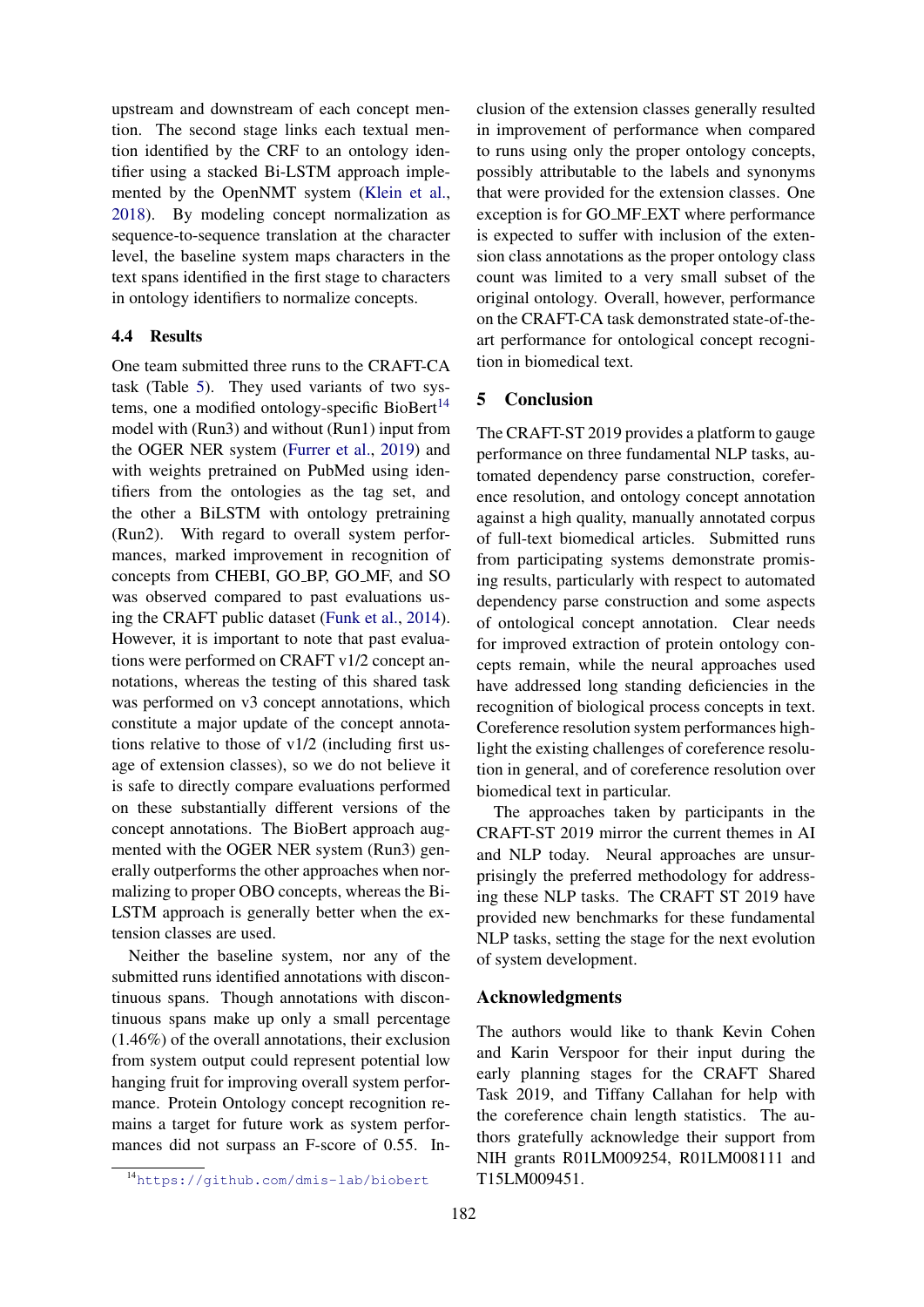upstream and downstream of each concept mention. The second stage links each textual mention identified by the CRF to an ontology identifier using a stacked Bi-LSTM approach implemented by the OpenNMT system (Klein et al., 2018). By modeling concept normalization as sequence-to-sequence translation at the character level, the baseline system maps characters in the text spans identified in the first stage to characters in ontology identifiers to normalize concepts.

### 4.4 Results

One team submitted three runs to the CRAFT-CA task (Table 5). They used variants of two systems, one a modified ontology-specific BioBert[14] model with (Run3) and without (Run1) input from the OGER NER system (Furrer et al., 2019) and with weights pretrained on PubMed using identifiers from the ontologies as the tag set, and the other a BiLSTM with ontology pretraining (Run2). With regard to overall system performances, marked improvement in recognition of concepts from CHEBI, GO_BP, GO_MF, and SO was observed compared to past evaluations using the CRAFT public dataset (Funk et al., 2014). However, it is important to note that past evaluations were performed on CRAFT v1/2 concept annotations, whereas the testing of this shared task was performed on v3 concept annotations, which constitute a major update of the concept annotations relative to those of v1/2 (including first usage of extension classes), so we do not believe it is safe to directly compare evaluations performed on these substantially different versions of the concept annotations. The BioBert approach augmented with the OGER NER system (Run3) generally outperforms the other approaches when normalizing to proper OBO concepts, whereas the BiLSTM approach is generally better when the extension classes are used.

Neither the baseline system, nor any of the submitted runs identified annotations with discontinuous spans. Though annotations with discontinuous spans make up only a small percentage (1.46%) of the overall annotations, their exclusion from system output could represent potential low hanging fruit for improving overall system performance. Protein Ontology concept recognition remains a target for future work as system performances did not surpass an F-score of 0.55. Inclusion of the extension classes generally resulted in improvement of performance when compared to runs using only the proper ontology concepts, possibly attributable to the labels and synonyms that were provided for the extension classes. One exception is for GO_MF_EXT where performance is expected to suffer with inclusion of the extension class annotations as the proper ontology class count was limited to a very small subset of the original ontology. Overall, however, performance on the CRAFT-CA task demonstrated state-of-the-art performance for ontological concept recognition in biomedical text.

## 5 Conclusion

The CRAFT-ST 2019 provides a platform to gauge performance on three fundamental NLP tasks, automated dependency parse construction, coreference resolution, and ontology concept annotation against a high quality, manually annotated corpus of full-text biomedical articles. Submitted runs from participating systems demonstrate promising results, particularly with respect to automated dependency parse construction and some aspects of ontological concept annotation. Clear needs for improved extraction of protein ontology concepts remain, while the neural approaches used have addressed long standing deficiencies in the recognition of biological process concepts in text. Coreference resolution system performances highlight the existing challenges of coreference resolution in general, and of coreference resolution over biomedical text in particular.

The approaches taken by participants in the CRAFT-ST 2019 mirror the current themes in AI and NLP today. Neural approaches are unsurprisingly the preferred methodology for addressing these NLP tasks. The CRAFT ST 2019 have provided new benchmarks for these fundamental NLP tasks, setting the stage for the next evolution of system development.

## Acknowledgments

The authors would like to thank Kevin Cohen and Karin Verspoor for their input during the early planning stages for the CRAFT Shared Task 2019, and Tiffany Callahan for help with the coreference chain length statistics. The authors gratefully acknowledge their support from NIH grants R01LM009254, R01LM008111 and T15LM009451.

[14] https://github.com/dmis-lab/biobert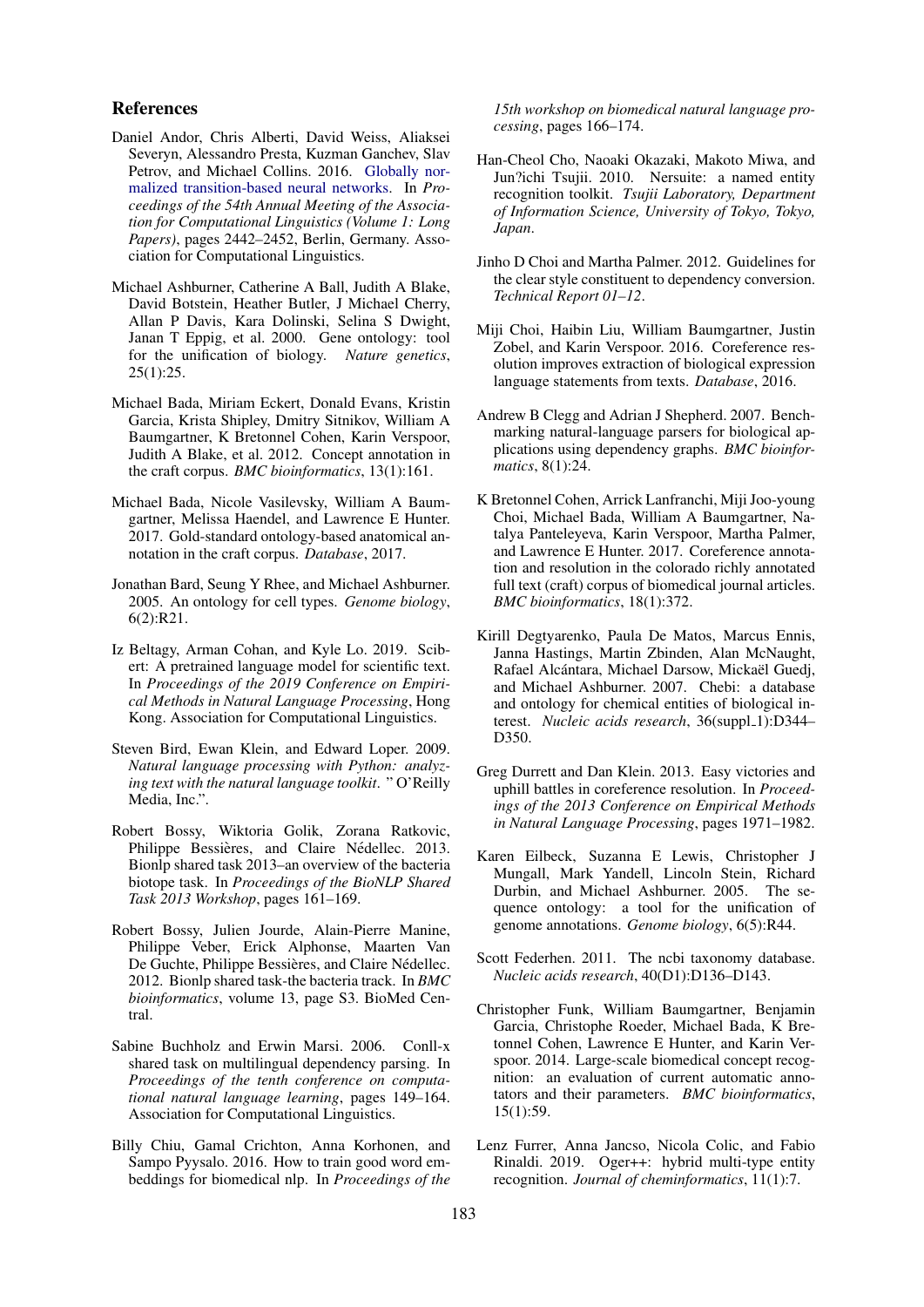## References

Daniel Andor, Chris Alberti, David Weiss, Aliaksei Severyn, Alessandro Presta, Kuzman Ganchev, Slav Petrov, and Michael Collins. 2016. Globally normalized transition-based neural networks. In *Proceedings of the 54th Annual Meeting of the Association for Computational Linguistics (Volume 1: Long Papers)*, pages 2442–2452, Berlin, Germany. Association for Computational Linguistics.

Michael Ashburner, Catherine A Ball, Judith A Blake, David Botstein, Heather Butler, J Michael Cherry, Allan P Davis, Kara Dolinski, Selina S Dwight, Janan T Eppig, et al. 2000. Gene ontology: tool for the unification of biology. *Nature genetics*, 25(1):25.

Michael Bada, Miriam Eckert, Donald Evans, Kristin Garcia, Krista Shipley, Dmitry Sitnikov, William A Baumgartner, K Bretonnel Cohen, Karin Verspoor, Judith A Blake, et al. 2012. Concept annotation in the craft corpus. *BMC bioinformatics*, 13(1):161.

Michael Bada, Nicole Vasilevsky, William A Baumgartner, Melissa Haendel, and Lawrence E Hunter. 2017. Gold-standard ontology-based anatomical annotation in the craft corpus. *Database*, 2017.

Jonathan Bard, Seung Y Rhee, and Michael Ashburner. 2005. An ontology for cell types. *Genome biology*, 6(2):R21.

Iz Beltagy, Arman Cohan, and Kyle Lo. 2019. Scibert: A pretrained language model for scientific text. In *Proceedings of the 2019 Conference on Empirical Methods in Natural Language Processing*, Hong Kong. Association for Computational Linguistics.

Steven Bird, Ewan Klein, and Edward Loper. 2009. *Natural language processing with Python: analyzing text with the natural language toolkit*. " O'Reilly Media, Inc.".

Robert Bossy, Wiktoria Golik, Zorana Ratkovic, Philippe Bessières, and Claire Nédellec. 2013. Bionlp shared task 2013–an overview of the bacteria biotope task. In *Proceedings of the BioNLP Shared Task 2013 Workshop*, pages 161–169.

Robert Bossy, Julien Jourde, Alain-Pierre Manine, Philippe Veber, Erick Alphonse, Maarten Van De Guchte, Philippe Bessières, and Claire Nédellec. 2012. Bionlp shared task-the bacteria track. In *BMC bioinformatics*, volume 13, page S3. BioMed Central.

Sabine Buchholz and Erwin Marsi. 2006. Conll-x shared task on multilingual dependency parsing. In *Proceedings of the tenth conference on computational natural language learning*, pages 149–164. Association for Computational Linguistics.

Billy Chiu, Gamal Crichton, Anna Korhonen, and Sampo Pyysalo. 2016. How to train good word embeddings for biomedical nlp. In *Proceedings of the 15th workshop on biomedical natural language processing*, pages 166–174.

Han-Cheol Cho, Naoaki Okazaki, Makoto Miwa, and Jun?ichi Tsujii. 2010. Nersuite: a named entity recognition toolkit. *Tsujii Laboratory, Department of Information Science, University of Tokyo, Tokyo, Japan*.

Jinho D Choi and Martha Palmer. 2012. Guidelines for the clear style constituent to dependency conversion. *Technical Report 01–12*.

Miji Choi, Haibin Liu, William Baumgartner, Justin Zobel, and Karin Verspoor. 2016. Coreference resolution improves extraction of biological expression language statements from texts. *Database*, 2016.

Andrew B Clegg and Adrian J Shepherd. 2007. Benchmarking natural-language parsers for biological applications using dependency graphs. *BMC bioinformatics*, 8(1):24.

K Bretonnel Cohen, Arrick Lanfranchi, Miji Joo-young Choi, Michael Bada, William A Baumgartner, Natalya Panteleyeva, Karin Verspoor, Martha Palmer, and Lawrence E Hunter. 2017. Coreference annotation and resolution in the colorado richly annotated full text (craft) corpus of biomedical journal articles. *BMC bioinformatics*, 18(1):372.

Kirill Degtyarenko, Paula De Matos, Marcus Ennis, Janna Hastings, Martin Zbinden, Alan McNaught, Rafael Alcántara, Michael Darsow, Mickaël Guedj, and Michael Ashburner. 2007. Chebi: a database and ontology for chemical entities of biological interest. *Nucleic acids research*, 36(suppl_1):D344–D350.

Greg Durrett and Dan Klein. 2013. Easy victories and uphill battles in coreference resolution. In *Proceedings of the 2013 Conference on Empirical Methods in Natural Language Processing*, pages 1971–1982.

Karen Eilbeck, Suzanna E Lewis, Christopher J Mungall, Mark Yandell, Lincoln Stein, Richard Durbin, and Michael Ashburner. 2005. The sequence ontology: a tool for the unification of genome annotations. *Genome biology*, 6(5):R44.

Scott Federhen. 2011. The ncbi taxonomy database. *Nucleic acids research*, 40(D1):D136–D143.

Christopher Funk, William Baumgartner, Benjamin Garcia, Christophe Roeder, Michael Bada, K Bretonnel Cohen, Lawrence E Hunter, and Karin Verspoor. 2014. Large-scale biomedical concept recognition: an evaluation of current automatic annotators and their parameters. *BMC bioinformatics*, 15(1):59.

Lenz Furrer, Anna Jancso, Nicola Colic, and Fabio Rinaldi. 2019. Oger++: hybrid multi-type entity recognition. *Journal of cheminformatics*, 11(1):7.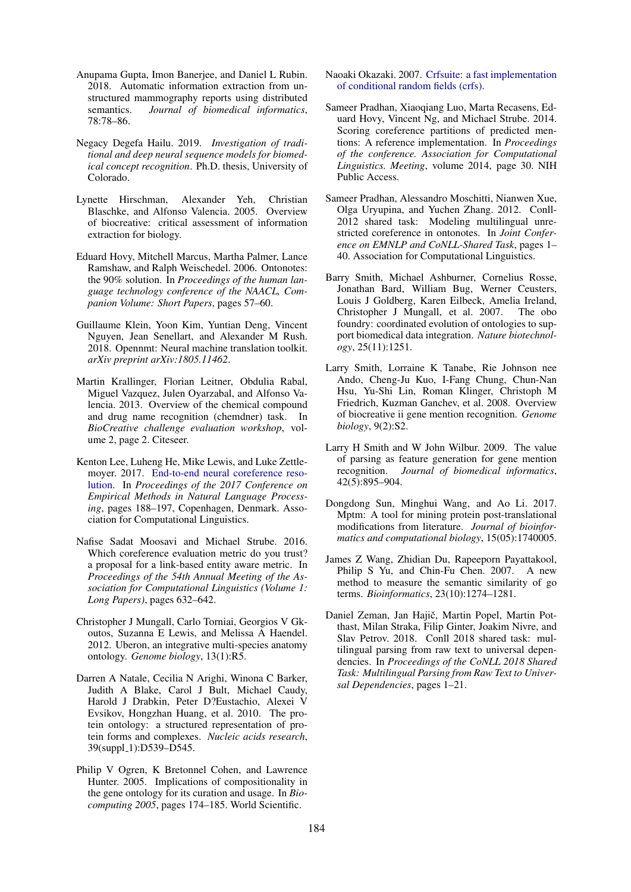Anupama Gupta, Imon Banerjee, and Daniel L Rubin. 2018. Automatic information extraction from unstructured mammography reports using distributed semantics. *Journal of biomedical informatics*, 78:78–86.

Negacy Degefa Hailu. 2019. *Investigation of traditional and deep neural sequence models for biomedical concept recognition*. Ph.D. thesis, University of Colorado.

Lynette Hirschman, Alexander Yeh, Christian Blaschke, and Alfonso Valencia. 2005. Overview of biocreative: critical assessment of information extraction for biology.

Eduard Hovy, Mitchell Marcus, Martha Palmer, Lance Ramshaw, and Ralph Weischedel. 2006. Ontonotes: the 90% solution. In *Proceedings of the human language technology conference of the NAACL, Companion Volume: Short Papers*, pages 57–60.

Guillaume Klein, Yoon Kim, Yuntian Deng, Vincent Nguyen, Jean Senellart, and Alexander M Rush. 2018. Opennmt: Neural machine translation toolkit. *arXiv preprint arXiv:1805.11462*.

Martin Krallinger, Florian Leitner, Obdulia Rabal, Miguel Vazquez, Julen Oyarzabal, and Alfonso Valencia. 2013. Overview of the chemical compound and drug name recognition (chemdner) task. In *BioCreative challenge evaluation workshop*, volume 2, page 2. Citeseer.

Kenton Lee, Luheng He, Mike Lewis, and Luke Zettlemoyer. 2017. End-to-end neural coreference resolution. In *Proceedings of the 2017 Conference on Empirical Methods in Natural Language Processing*, pages 188–197, Copenhagen, Denmark. Association for Computational Linguistics.

Nafise Sadat Moosavi and Michael Strube. 2016. Which coreference evaluation metric do you trust? a proposal for a link-based entity aware metric. In *Proceedings of the 54th Annual Meeting of the Association for Computational Linguistics (Volume 1: Long Papers)*, pages 632–642.

Christopher J Mungall, Carlo Torniai, Georgios V Gkoutos, Suzanna E Lewis, and Melissa A Haendel. 2012. Uberon, an integrative multi-species anatomy ontology. *Genome biology*, 13(1):R5.

Darren A Natale, Cecilia N Arighi, Winona C Barker, Judith A Blake, Carol J Bult, Michael Caudy, Harold J Drabkin, Peter D?Eustachio, Alexei V Evsikov, Hongzhan Huang, et al. 2010. The protein ontology: a structured representation of protein forms and complexes. *Nucleic acids research*, 39(suppl_1):D539–D545.

Philip V Ogren, K Bretonnel Cohen, and Lawrence Hunter. 2005. Implications of compositionality in the gene ontology for its curation and usage. In *Biocomputing 2005*, pages 174–185. World Scientific.

Naoaki Okazaki. 2007. Crfsuite: a fast implementation of conditional random fields (crfs).

Sameer Pradhan, Xiaoqiang Luo, Marta Recasens, Eduard Hovy, Vincent Ng, and Michael Strube. 2014. Scoring coreference partitions of predicted mentions: A reference implementation. In *Proceedings of the conference. Association for Computational Linguistics. Meeting*, volume 2014, page 30. NIH Public Access.

Sameer Pradhan, Alessandro Moschitti, Nianwen Xue, Olga Uryupina, and Yuchen Zhang. 2012. Conll-2012 shared task: Modeling multilingual unrestricted coreference in ontonotes. In *Joint Conference on EMNLP and CoNLL-Shared Task*, pages 1–40. Association for Computational Linguistics.

Barry Smith, Michael Ashburner, Cornelius Rosse, Jonathan Bard, William Bug, Werner Ceusters, Louis J Goldberg, Karen Eilbeck, Amelia Ireland, Christopher J Mungall, et al. 2007. The obo foundry: coordinated evolution of ontologies to support biomedical data integration. *Nature biotechnology*, 25(11):1251.

Larry Smith, Lorraine K Tanabe, Rie Johnson nee Ando, Cheng-Ju Kuo, I-Fang Chung, Chun-Nan Hsu, Yu-Shi Lin, Roman Klinger, Christoph M Friedrich, Kuzman Ganchev, et al. 2008. Overview of biocreative ii gene mention recognition. *Genome biology*, 9(2):S2.

Larry H Smith and W John Wilbur. 2009. The value of parsing as feature generation for gene mention recognition. *Journal of biomedical informatics*, 42(5):895–904.

Dongdong Sun, Minghui Wang, and Ao Li. 2017. Mptm: A tool for mining protein post-translational modifications from literature. *Journal of bioinformatics and computational biology*, 15(05):1740005.

James Z Wang, Zhidian Du, Rapeeporn Payattakool, Philip S Yu, and Chin-Fu Chen. 2007. A new method to measure the semantic similarity of go terms. *Bioinformatics*, 23(10):1274–1281.

Daniel Zeman, Jan Hajič, Martin Popel, Martin Potthast, Milan Straka, Filip Ginter, Joakim Nivre, and Slav Petrov. 2018. Conll 2018 shared task: multilingual parsing from raw text to universal dependencies. In *Proceedings of the CoNLL 2018 Shared Task: Multilingual Parsing from Raw Text to Universal Dependencies*, pages 1–21.